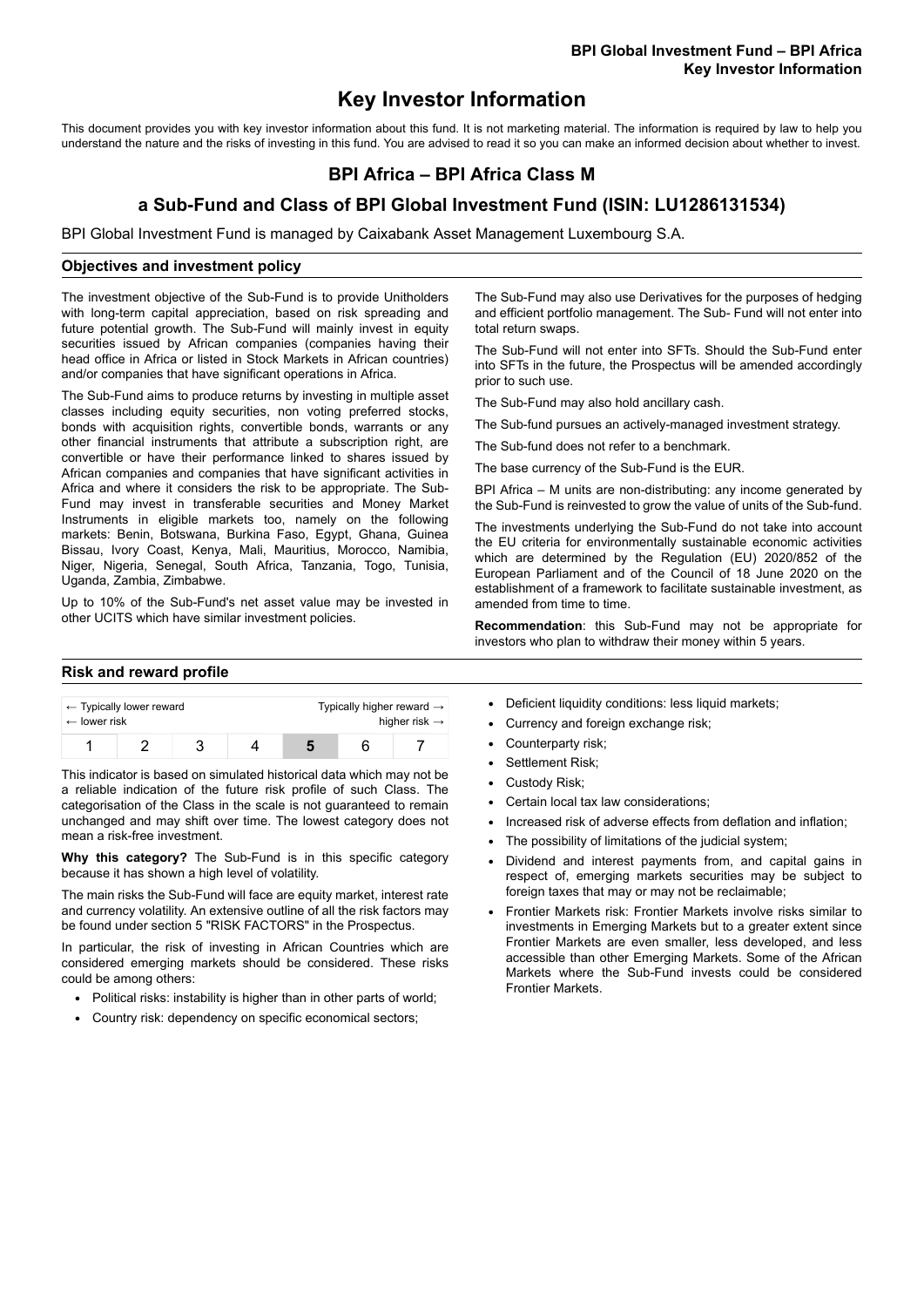# Key Investor Information

This document provides you with key investor information about this fund. It is not marketing material. The information is required by law to help you understand the nature and the risks of investing in this fund. You are advised to read it so you can make an informed decision about whether to invest.

## BPI Africa – BPI Africa Class M

## a Sub-Fund and Class of BPI Global Investment Fund (ISIN: LU1286131534)

BPI Global Investment Fund is managed by Caixabank Asset Management Luxembourg S.A.

### Objectives and investment policy

The investment objective of the Sub-Fund is to provide Unitholders with long-term capital appreciation, based on risk spreading and future potential growth. The Sub-Fund will mainly invest in equity securities issued by African companies (companies having their head office in Africa or listed in Stock Markets in African countries) and/or companies that have significant operations in Africa.

The Sub-Fund aims to produce returns by investing in multiple asset classes including equity securities, non voting preferred stocks, bonds with acquisition rights, convertible bonds, warrants or any other financial instruments that attribute a subscription right, are convertible or have their performance linked to shares issued by African companies and companies that have significant activities in Africa and where it considers the risk to be appropriate. The Sub-Fund may invest in transferable securities and Money Market Instruments in eligible markets too, namely on the following markets: Benin, Botswana, Burkina Faso, Egypt, Ghana, Guinea Bissau, Ivory Coast, Kenya, Mali, Mauritius, Morocco, Namibia, Niger, Nigeria, Senegal, South Africa, Tanzania, Togo, Tunisia, Uganda, Zambia, Zimbabwe.

Up to 10% of the Sub-Fund's net asset value may be invested in other UCITS which have similar investment policies.

The Sub-Fund may also use Derivatives for the purposes of hedging and efficient portfolio management. The Sub- Fund will not enter into total return swaps.

The Sub-Fund will not enter into SFTs. Should the Sub-Fund enter into SFTs in the future, the Prospectus will be amended accordingly prior to such use.

The Sub-Fund may also hold ancillary cash.

The Sub-fund pursues an actively-managed investment strategy.

The Sub-fund does not refer to a benchmark.

The base currency of the Sub-Fund is the EUR.

BPI Africa – M units are non-distributing: any income generated by the Sub-Fund is reinvested to grow the value of units of the Sub-fund.

The investments underlying the Sub-Fund do not take into account the EU criteria for environmentally sustainable economic activities which are determined by the Regulation (EU) 2020/852 of the European Parliament and of the Council of 18 June 2020 on the establishment of a framework to facilitate sustainable investment, as amended from time to time.

**Recommendation**: this Sub-Fund may not be appropriate for investors who plan to withdraw their money within 5 years.

### Risk and reward profile

| ← Typically lower reward ← lower risk | | | | | | Typically higher reward → higher risk → |
|---|---|---|---|---|---|---|
| 1 | 2 | 3 | 4 | **5** | 6 | 7 |

This indicator is based on simulated historical data which may not be a reliable indication of the future risk profile of such Class. The categorisation of the Class in the scale is not guaranteed to remain unchanged and may shift over time. The lowest category does not mean a risk-free investment.

**Why this category?** The Sub-Fund is in this specific category because it has shown a high level of volatility.

The main risks the Sub-Fund will face are equity market, interest rate and currency volatility. An extensive outline of all the risk factors may be found under section 5 "RISK FACTORS" in the Prospectus.

In particular, the risk of investing in African Countries which are considered emerging markets should be considered. These risks could be among others:

- Political risks: instability is higher than in other parts of world;
- Country risk: dependency on specific economical sectors;
- Deficient liquidity conditions: less liquid markets;
- Currency and foreign exchange risk;
- Counterparty risk;
- Settlement Risk;
- Custody Risk;
- Certain local tax law considerations;
- Increased risk of adverse effects from deflation and inflation;
- The possibility of limitations of the judicial system;
- Dividend and interest payments from, and capital gains in respect of, emerging markets securities may be subject to foreign taxes that may or may not be reclaimable;
- Frontier Markets risk: Frontier Markets involve risks similar to investments in Emerging Markets but to a greater extent since Frontier Markets are even smaller, less developed, and less accessible than other Emerging Markets. Some of the African Markets where the Sub-Fund invests could be considered Frontier Markets.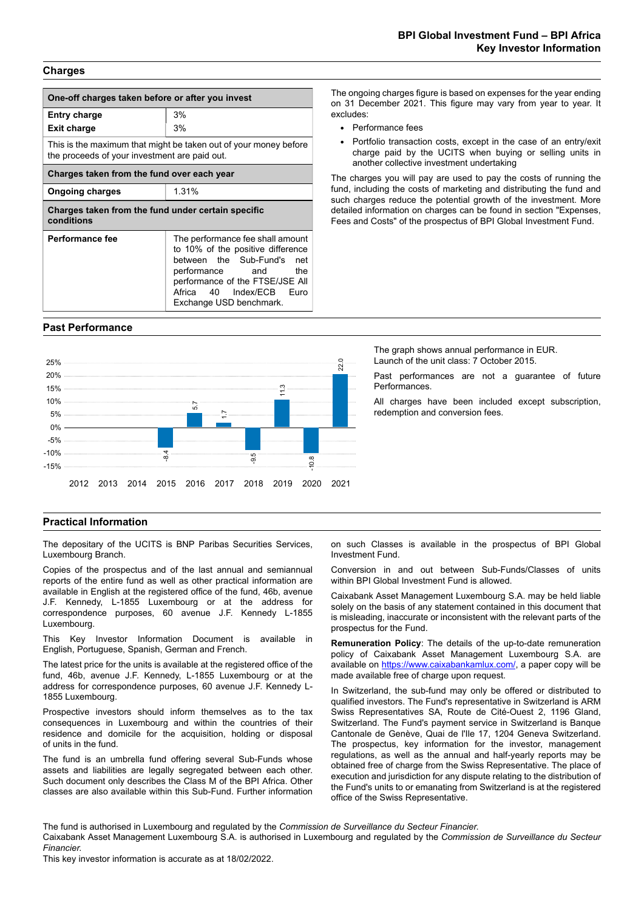## Charges

| One-off charges taken before or after you invest | |
|---|---|
| **Entry charge** | 3% |
| **Exit charge** | 3% |
| This is the maximum that might be taken out of your money before the proceeds of your investment are paid out. | |
| **Charges taken from the fund over each year** | |
| **Ongoing charges** | 1.31% |
| **Charges taken from the fund under certain specific conditions** | |
| **Performance fee** | The performance fee shall amount to 10% of the positive difference between the Sub-Fund's net performance and the performance of the FTSE/JSE All Africa 40 Index/ECB Euro Exchange USD benchmark. |

The ongoing charges figure is based on expenses for the year ending on 31 December 2021. This figure may vary from year to year. It excludes:

- Performance fees
- Portfolio transaction costs, except in the case of an entry/exit charge paid by the UCITS when buying or selling units in another collective investment undertaking

The charges you will pay are used to pay the costs of running the fund, including the costs of marketing and distributing the fund and such charges reduce the potential growth of the investment. More detailed information on charges can be found in section "Expenses, Fees and Costs" of the prospectus of BPI Global Investment Fund.

## Past Performance

25%
20%
15%
10%
5%
0%
-5%
-10%
-15%

-8.4
5.7
1.7
-9.5
11.3
-10.8
22.0

2012 2013 2014 2015 2016 2017 2018 2019 2020 2021

The graph shows annual performance in EUR.
Launch of the unit class: 7 October 2015.

Past performances are not a guarantee of future Performances.

All charges have been included except subscription, redemption and conversion fees.

## Practical Information

The depositary of the UCITS is BNP Paribas Securities Services, Luxembourg Branch.

Copies of the prospectus and of the last annual and semiannual reports of the entire fund as well as other practical information are available in English at the registered office of the fund, 46b, avenue J.F. Kennedy, L-1855 Luxembourg or at the address for correspondence purposes, 60 avenue J.F. Kennedy L-1855 Luxembourg.

This Key Investor Information Document is available in English, Portuguese, Spanish, German and French.

The latest price for the units is available at the registered office of the fund, 46b, avenue J.F. Kennedy, L-1855 Luxembourg or at the address for correspondence purposes, 60 avenue J.F. Kennedy L-1855 Luxembourg.

Prospective investors should inform themselves as to the tax consequences in Luxembourg and within the countries of their residence and domicile for the acquisition, holding or disposal of units in the fund.

The fund is an umbrella fund offering several Sub-Funds whose assets and liabilities are legally segregated between each other. Such document only describes the Class M of the BPI Africa. Other classes are also available within this Sub-Fund. Further information on such Classes is available in the prospectus of BPI Global Investment Fund.

Conversion in and out between Sub-Funds/Classes of units within BPI Global Investment Fund is allowed.

Caixabank Asset Management Luxembourg S.A. may be held liable solely on the basis of any statement contained in this document that is misleading, inaccurate or inconsistent with the relevant parts of the prospectus for the Fund.

**Remuneration Policy**: The details of the up-to-date remuneration policy of Caixabank Asset Management Luxembourg S.A. are available on https://www.caixabankamlux.com/, a paper copy will be made available free of charge upon request.

In Switzerland, the sub-fund may only be offered or distributed to qualified investors. The Fund's representative in Switzerland is ARM Swiss Representatives SA, Route de Cité-Ouest 2, 1196 Gland, Switzerland. The Fund's payment service in Switzerland is Banque Cantonale de Genève, Quai de l'Ile 17, 1204 Geneva Switzerland. The prospectus, key information for the investor, management regulations, as well as the annual and half-yearly reports may be obtained free of charge from the Swiss Representative. The place of execution and jurisdiction for any dispute relating to the distribution of the Fund's units to or emanating from Switzerland is at the registered office of the Swiss Representative.

The fund is authorised in Luxembourg and regulated by the *Commission de Surveillance du Secteur Financier.*
Caixabank Asset Management Luxembourg S.A. is authorised in Luxembourg and regulated by the *Commission de Surveillance du Secteur Financier.*
This key investor information is accurate as at 18/02/2022.